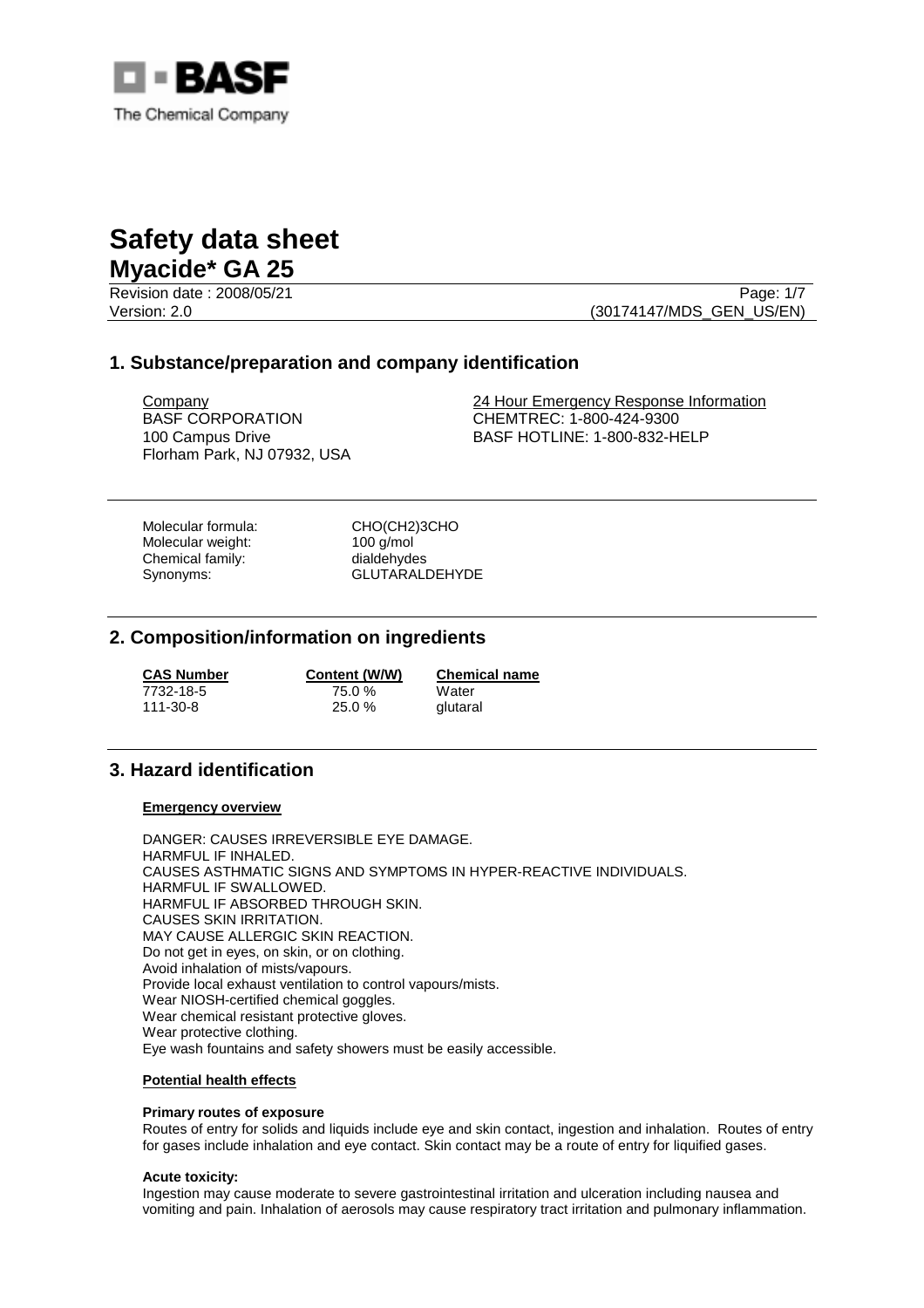BASF
The Chemical Company

# Safety data sheet
## Myacide* GA 25

Revision date : 2008/05/21
Version: 2.0 (30174147/MDS_GEN_US/EN)

## 1. Substance/preparation and company identification

Company
BASF CORPORATION
100 Campus Drive
Florham Park, NJ 07932, USA

24 Hour Emergency Response Information
CHEMTREC: 1-800-424-9300
BASF HOTLINE: 1-800-832-HELP

Molecular formula: CHO(CH2)3CHO
Molecular weight: 100 g/mol
Chemical family: dialdehydes
Synonyms: GLUTARALDEHYDE

## 2. Composition/information on ingredients

| CAS Number | Content (W/W) | Chemical name |
|---|---|---|
| 7732-18-5 | 75.0 % | Water |
| 111-30-8 | 25.0 % | glutaral |

## 3. Hazard identification

### Emergency overview

DANGER: CAUSES IRREVERSIBLE EYE DAMAGE.
HARMFUL IF INHALED.
CAUSES ASTHMATIC SIGNS AND SYMPTOMS IN HYPER-REACTIVE INDIVIDUALS.
HARMFUL IF SWALLOWED.
HARMFUL IF ABSORBED THROUGH SKIN.
CAUSES SKIN IRRITATION.
MAY CAUSE ALLERGIC SKIN REACTION.
Do not get in eyes, on skin, or on clothing.
Avoid inhalation of mists/vapours.
Provide local exhaust ventilation to control vapours/mists.
Wear NIOSH-certified chemical goggles.
Wear chemical resistant protective gloves.
Wear protective clothing.
Eye wash fountains and safety showers must be easily accessible.

### Potential health effects

**Primary routes of exposure**
Routes of entry for solids and liquids include eye and skin contact, ingestion and inhalation. Routes of entry for gases include inhalation and eye contact. Skin contact may be a route of entry for liquified gases.

**Acute toxicity:**
Ingestion may cause moderate to severe gastrointestinal irritation and ulceration including nausea and vomiting and pain. Inhalation of aerosols may cause respiratory tract irritation and pulmonary inflammation.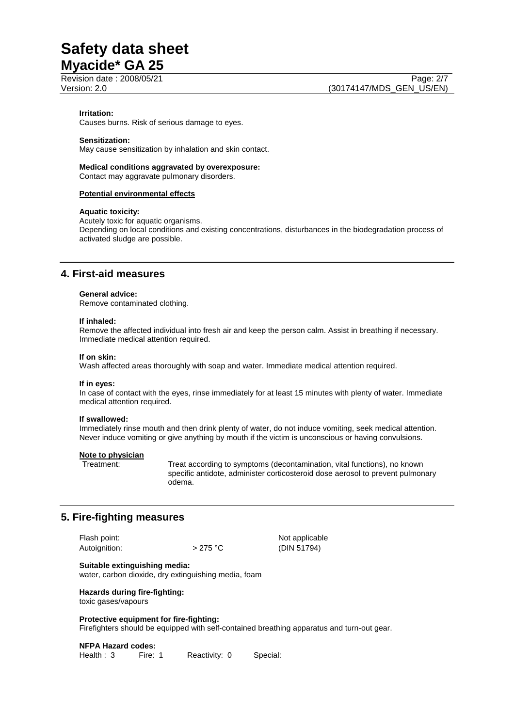**Irritation:**
Causes burns. Risk of serious damage to eyes.

**Sensitization:**
May cause sensitization by inhalation and skin contact.

**Medical conditions aggravated by overexposure:**
Contact may aggravate pulmonary disorders.

**Potential environmental effects**

**Aquatic toxicity:**
Acutely toxic for aquatic organisms.
Depending on local conditions and existing concentrations, disturbances in the biodegradation process of activated sludge are possible.

## 4. First-aid measures

**General advice:**
Remove contaminated clothing.

**If inhaled:**
Remove the affected individual into fresh air and keep the person calm. Assist in breathing if necessary. Immediate medical attention required.

**If on skin:**
Wash affected areas thoroughly with soap and water. Immediate medical attention required.

**If in eyes:**
In case of contact with the eyes, rinse immediately for at least 15 minutes with plenty of water. Immediate medical attention required.

**If swallowed:**
Immediately rinse mouth and then drink plenty of water, do not induce vomiting, seek medical attention. Never induce vomiting or give anything by mouth if the victim is unconscious or having convulsions.

**Note to physician**

Treatment: Treat according to symptoms (decontamination, vital functions), no known specific antidote, administer corticosteroid dose aerosol to prevent pulmonary odema.

## 5. Fire-fighting measures

| | | |
|---|---|---|
| Flash point: | | Not applicable |
| Autoignition: | > 275 °C | (DIN 51794) |

**Suitable extinguishing media:**
water, carbon dioxide, dry extinguishing media, foam

**Hazards during fire-fighting:**
toxic gases/vapours

**Protective equipment for fire-fighting:**
Firefighters should be equipped with self-contained breathing apparatus and turn-out gear.

**NFPA Hazard codes:**
Health : 3 Fire: 1 Reactivity: 0 Special: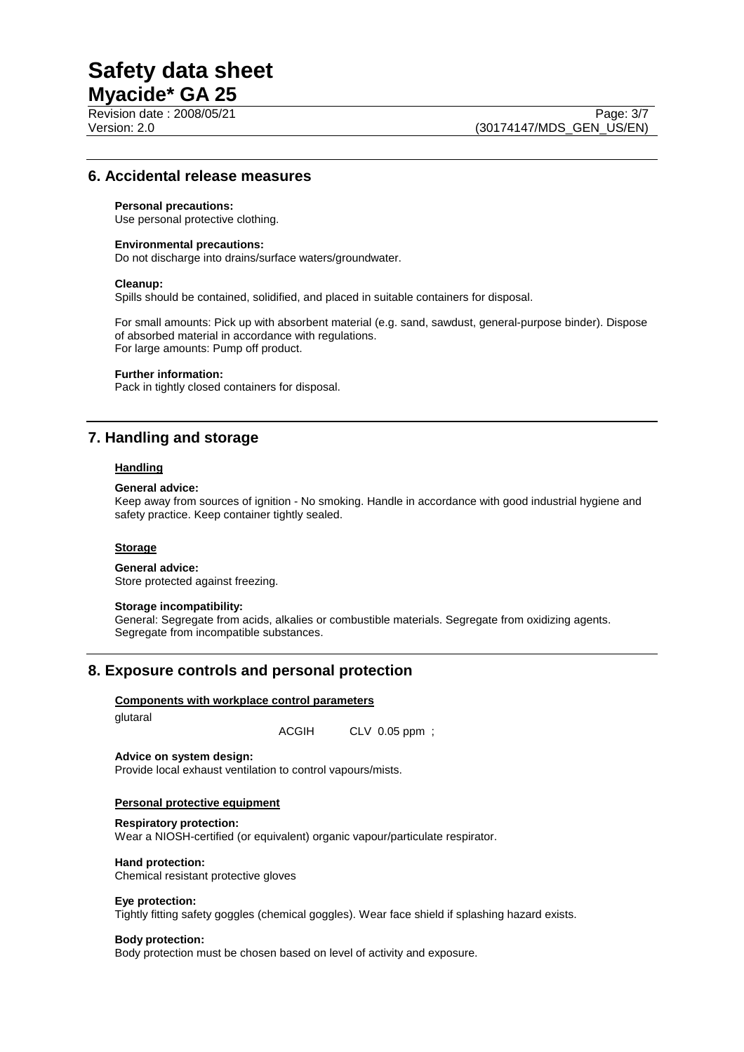## 6. Accidental release measures

**Personal precautions:**
Use personal protective clothing.

**Environmental precautions:**
Do not discharge into drains/surface waters/groundwater.

**Cleanup:**
Spills should be contained, solidified, and placed in suitable containers for disposal.

For small amounts: Pick up with absorbent material (e.g. sand, sawdust, general-purpose binder). Dispose of absorbed material in accordance with regulations.
For large amounts: Pump off product.

**Further information:**
Pack in tightly closed containers for disposal.

## 7. Handling and storage

### Handling

**General advice:**
Keep away from sources of ignition - No smoking. Handle in accordance with good industrial hygiene and safety practice. Keep container tightly sealed.

### Storage

**General advice:**
Store protected against freezing.

**Storage incompatibility:**
General: Segregate from acids, alkalies or combustible materials. Segregate from oxidizing agents. Segregate from incompatible substances.

## 8. Exposure controls and personal protection

### Components with workplace control parameters

glutaral

| | ACGIH | CLV 0.05 ppm ; |
|---|---|---|

**Advice on system design:**
Provide local exhaust ventilation to control vapours/mists.

### Personal protective equipment

**Respiratory protection:**
Wear a NIOSH-certified (or equivalent) organic vapour/particulate respirator.

**Hand protection:**
Chemical resistant protective gloves

**Eye protection:**
Tightly fitting safety goggles (chemical goggles). Wear face shield if splashing hazard exists.

**Body protection:**
Body protection must be chosen based on level of activity and exposure.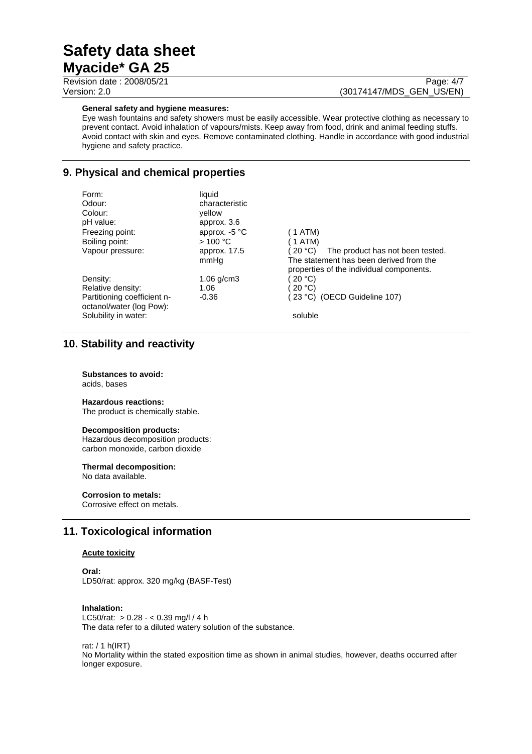**General safety and hygiene measures:**
Eye wash fountains and safety showers must be easily accessible. Wear protective clothing as necessary to prevent contact. Avoid inhalation of vapours/mists. Keep away from food, drink and animal feeding stuffs. Avoid contact with skin and eyes. Remove contaminated clothing. Handle in accordance with good industrial hygiene and safety practice.

## 9. Physical and chemical properties

| | | |
|---|---|---|
| Form: | liquid | |
| Odour: | characteristic | |
| Colour: | yellow | |
| pH value: | approx. 3.6 | |
| Freezing point: | approx. -5 °C | ( 1 ATM) |
| Boiling point: | > 100 °C | ( 1 ATM) |
| Vapour pressure: | approx. 17.5 mmHg | ( 20 °C) The product has not been tested. The statement has been derived from the properties of the individual components. |
| Density: | 1.06 g/cm3 | ( 20 °C) |
| Relative density: | 1.06 | ( 20 °C) |
| Partitioning coefficient n-octanol/water (log Pow): | -0.36 | ( 23 °C) (OECD Guideline 107) |
| Solubility in water: | | soluble |

## 10. Stability and reactivity

**Substances to avoid:**
acids, bases

**Hazardous reactions:**
The product is chemically stable.

**Decomposition products:**
Hazardous decomposition products:
carbon monoxide, carbon dioxide

**Thermal decomposition:**
No data available.

**Corrosion to metals:**
Corrosive effect on metals.

## 11. Toxicological information

**Acute toxicity**

**Oral:**
LD50/rat: approx. 320 mg/kg (BASF-Test)

**Inhalation:**
LC50/rat: > 0.28 - < 0.39 mg/l / 4 h
The data refer to a diluted watery solution of the substance.

rat: / 1 h(IRT)
No Mortality within the stated exposition time as shown in animal studies, however, deaths occurred after longer exposure.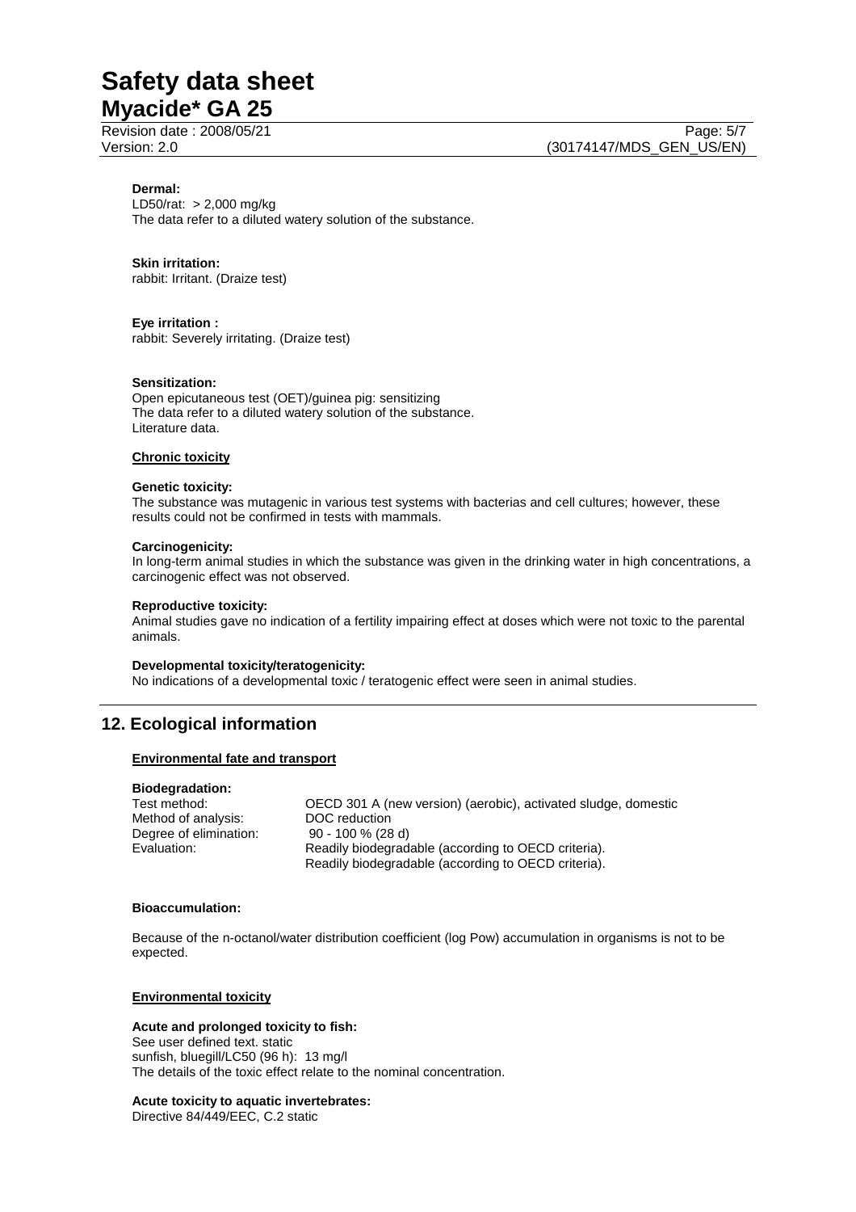**Dermal:**
LD50/rat: > 2,000 mg/kg
The data refer to a diluted watery solution of the substance.

**Skin irritation:**
rabbit: Irritant. (Draize test)

**Eye irritation :**
rabbit: Severely irritating. (Draize test)

**Sensitization:**
Open epicutaneous test (OET)/guinea pig: sensitizing
The data refer to a diluted watery solution of the substance.
Literature data.

**Chronic toxicity**

**Genetic toxicity:**
The substance was mutagenic in various test systems with bacterias and cell cultures; however, these results could not be confirmed in tests with mammals.

**Carcinogenicity:**
In long-term animal studies in which the substance was given in the drinking water in high concentrations, a carcinogenic effect was not observed.

**Reproductive toxicity:**
Animal studies gave no indication of a fertility impairing effect at doses which were not toxic to the parental animals.

**Developmental toxicity/teratogenicity:**
No indications of a developmental toxic / teratogenic effect were seen in animal studies.

## 12. Ecological information

**Environmental fate and transport**

**Biodegradation:**

| | |
|---|---|
| Test method: | OECD 301 A (new version) (aerobic), activated sludge, domestic |
| Method of analysis: | DOC reduction |
| Degree of elimination: | 90 - 100 % (28 d) |
| Evaluation: | Readily biodegradable (according to OECD criteria). Readily biodegradable (according to OECD criteria). |

**Bioaccumulation:**

Because of the n-octanol/water distribution coefficient (log Pow) accumulation in organisms is not to be expected.

**Environmental toxicity**

**Acute and prolonged toxicity to fish:**
See user defined text. static
sunfish, bluegill/LC50 (96 h): 13 mg/l
The details of the toxic effect relate to the nominal concentration.

**Acute toxicity to aquatic invertebrates:**
Directive 84/449/EEC, C.2 static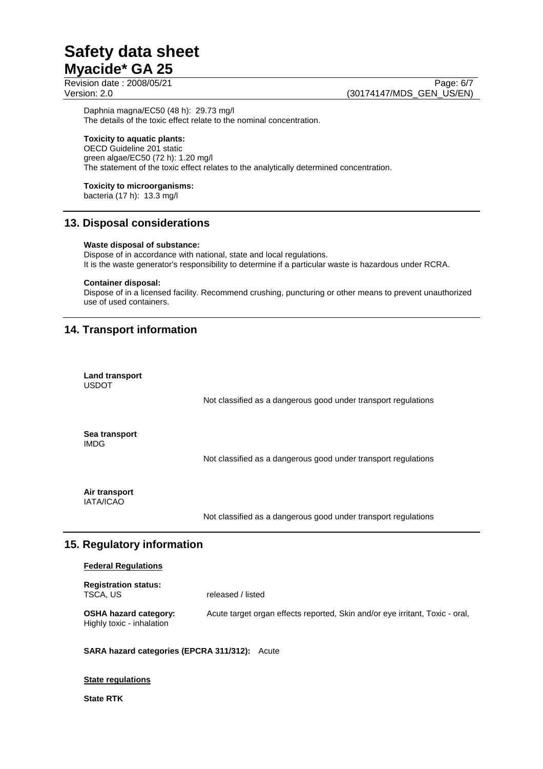Daphnia magna/EC50 (48 h): 29.73 mg/l
The details of the toxic effect relate to the nominal concentration.

**Toxicity to aquatic plants:**
OECD Guideline 201 static
green algae/EC50 (72 h): 1.20 mg/l
The statement of the toxic effect relates to the analytically determined concentration.

**Toxicity to microorganisms:**
bacteria (17 h): 13.3 mg/l

## 13. Disposal considerations

**Waste disposal of substance:**
Dispose of in accordance with national, state and local regulations.
It is the waste generator's responsibility to determine if a particular waste is hazardous under RCRA.

**Container disposal:**
Dispose of in a licensed facility. Recommend crushing, puncturing or other means to prevent unauthorized use of used containers.

## 14. Transport information

**Land transport**
USDOT

Not classified as a dangerous good under transport regulations

**Sea transport**
IMDG

Not classified as a dangerous good under transport regulations

**Air transport**
IATA/ICAO

Not classified as a dangerous good under transport regulations

## 15. Regulatory information

**Federal Regulations**

**Registration status:**
TSCA, US — released / listed

**OSHA hazard category:** Acute target organ effects reported, Skin and/or eye irritant, Toxic - oral, Highly toxic - inhalation

**SARA hazard categories (EPCRA 311/312):** Acute

**State regulations**

**State RTK**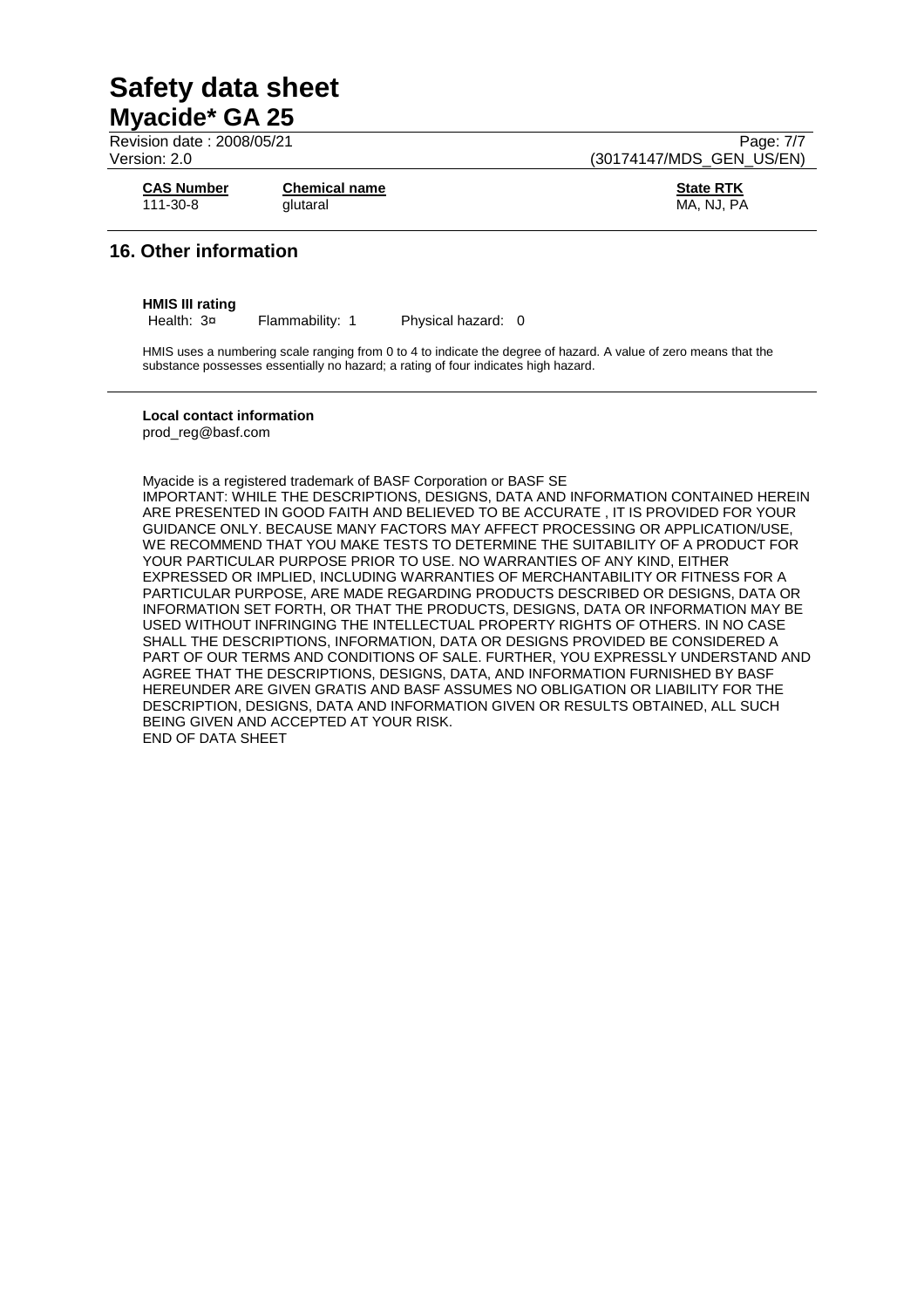| CAS Number | Chemical name | State RTK |
| --- | --- | --- |
| 111-30-8 | glutaral | MA, NJ, PA |

## 16. Other information

**HMIS III rating**
Health: 3¤ Flammability: 1 Physical hazard: 0

HMIS uses a numbering scale ranging from 0 to 4 to indicate the degree of hazard. A value of zero means that the substance possesses essentially no hazard; a rating of four indicates high hazard.

**Local contact information**
prod_reg@basf.com

Myacide is a registered trademark of BASF Corporation or BASF SE
IMPORTANT: WHILE THE DESCRIPTIONS, DESIGNS, DATA AND INFORMATION CONTAINED HEREIN ARE PRESENTED IN GOOD FAITH AND BELIEVED TO BE ACCURATE , IT IS PROVIDED FOR YOUR GUIDANCE ONLY. BECAUSE MANY FACTORS MAY AFFECT PROCESSING OR APPLICATION/USE, WE RECOMMEND THAT YOU MAKE TESTS TO DETERMINE THE SUITABILITY OF A PRODUCT FOR YOUR PARTICULAR PURPOSE PRIOR TO USE. NO WARRANTIES OF ANY KIND, EITHER EXPRESSED OR IMPLIED, INCLUDING WARRANTIES OF MERCHANTABILITY OR FITNESS FOR A PARTICULAR PURPOSE, ARE MADE REGARDING PRODUCTS DESCRIBED OR DESIGNS, DATA OR INFORMATION SET FORTH, OR THAT THE PRODUCTS, DESIGNS, DATA OR INFORMATION MAY BE USED WITHOUT INFRINGING THE INTELLECTUAL PROPERTY RIGHTS OF OTHERS. IN NO CASE SHALL THE DESCRIPTIONS, INFORMATION, DATA OR DESIGNS PROVIDED BE CONSIDERED A PART OF OUR TERMS AND CONDITIONS OF SALE. FURTHER, YOU EXPRESSLY UNDERSTAND AND AGREE THAT THE DESCRIPTIONS, DESIGNS, DATA, AND INFORMATION FURNISHED BY BASF HEREUNDER ARE GIVEN GRATIS AND BASF ASSUMES NO OBLIGATION OR LIABILITY FOR THE DESCRIPTION, DESIGNS, DATA AND INFORMATION GIVEN OR RESULTS OBTAINED, ALL SUCH BEING GIVEN AND ACCEPTED AT YOUR RISK.
END OF DATA SHEET